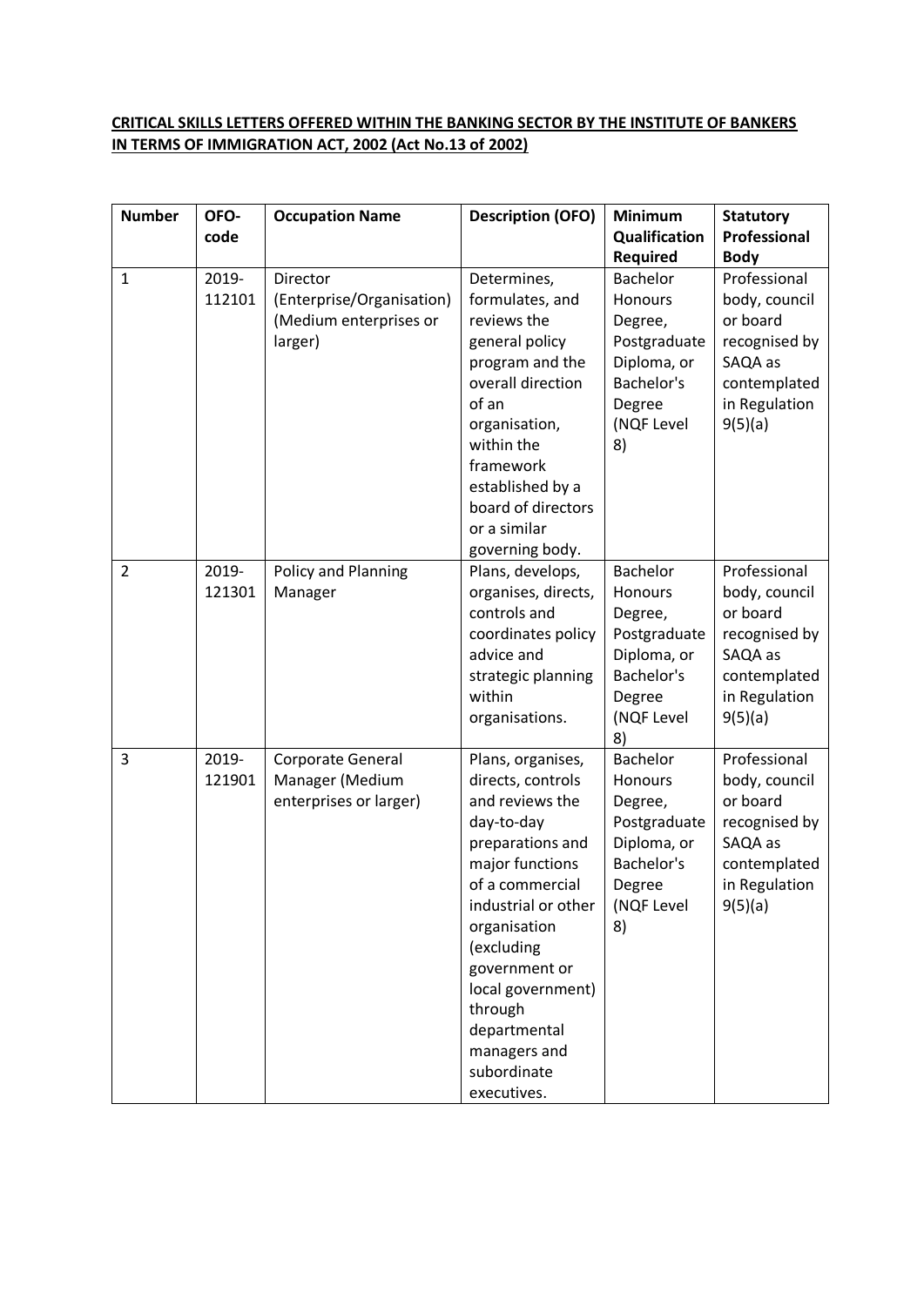**CRITICAL SKILLS LETTERS OFFERED WITHIN THE BANKING SECTOR BY THE INSTITUTE OF BANKERS IN TERMS OF IMMIGRATION ACT, 2002 (Act No.13 of 2002)**

| Number | OFO-code | Occupation Name | Description (OFO) | Minimum Qualification Required | Statutory Professional Body |
|---|---|---|---|---|---|
| 1 | 2019-112101 | Director (Enterprise/Organisation) (Medium enterprises or larger) | Determines, formulates, and reviews the general policy program and the overall direction of an organisation, within the framework established by a board of directors or a similar governing body. | Bachelor Honours Degree, Postgraduate Diploma, or Bachelor's Degree (NQF Level 8) | Professional body, council or board recognised by SAQA as contemplated in Regulation 9(5)(a) |
| 2 | 2019-121301 | Policy and Planning Manager | Plans, develops, organises, directs, controls and coordinates policy advice and strategic planning within organisations. | Bachelor Honours Degree, Postgraduate Diploma, or Bachelor's Degree (NQF Level 8) | Professional body, council or board recognised by SAQA as contemplated in Regulation 9(5)(a) |
| 3 | 2019-121901 | Corporate General Manager (Medium enterprises or larger) | Plans, organises, directs, controls and reviews the day-to-day preparations and major functions of a commercial industrial or other organisation (excluding government or local government) through departmental managers and subordinate executives. | Bachelor Honours Degree, Postgraduate Diploma, or Bachelor's Degree (NQF Level 8) | Professional body, council or board recognised by SAQA as contemplated in Regulation 9(5)(a) |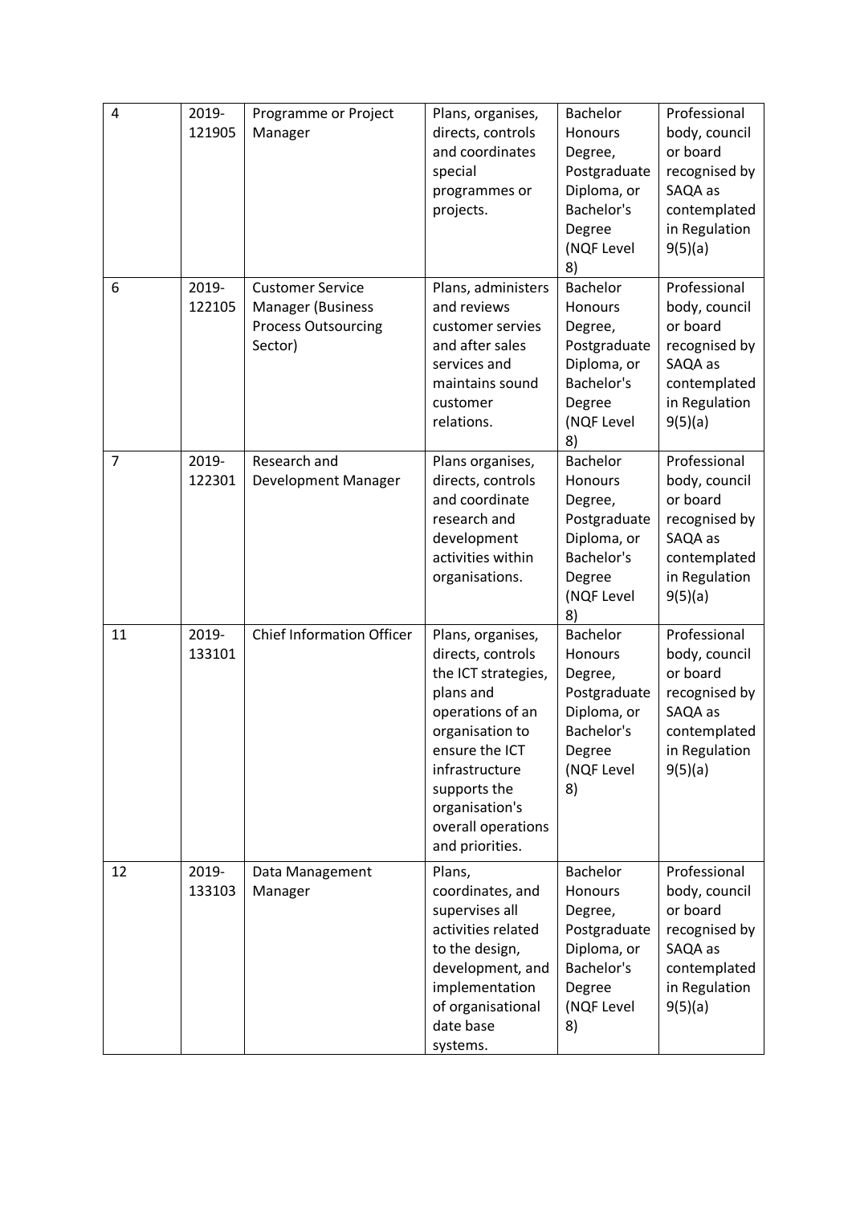| 4 | 2019-121905 | Programme or Project Manager | Plans, organises, directs, controls and coordinates special programmes or projects. | Bachelor Honours Degree, Postgraduate Diploma, or Bachelor's Degree (NQF Level 8) | Professional body, council or board recognised by SAQA as contemplated in Regulation 9(5)(a) |
|---|---|---|---|---|---|
| 6 | 2019-122105 | Customer Service Manager (Business Process Outsourcing Sector) | Plans, administers and reviews customer servies and after sales services and maintains sound customer relations. | Bachelor Honours Degree, Postgraduate Diploma, or Bachelor's Degree (NQF Level 8) | Professional body, council or board recognised by SAQA as contemplated in Regulation 9(5)(a) |
| 7 | 2019-122301 | Research and Development Manager | Plans organises, directs, controls and coordinate research and development activities within organisations. | Bachelor Honours Degree, Postgraduate Diploma, or Bachelor's Degree (NQF Level 8) | Professional body, council or board recognised by SAQA as contemplated in Regulation 9(5)(a) |
| 11 | 2019-133101 | Chief Information Officer | Plans, organises, directs, controls the ICT strategies, plans and operations of an organisation to ensure the ICT infrastructure supports the organisation's overall operations and priorities. | Bachelor Honours Degree, Postgraduate Diploma, or Bachelor's Degree (NQF Level 8) | Professional body, council or board recognised by SAQA as contemplated in Regulation 9(5)(a) |
| 12 | 2019-133103 | Data Management Manager | Plans, coordinates, and supervises all activities related to the design, development, and implementation of organisational date base systems. | Bachelor Honours Degree, Postgraduate Diploma, or Bachelor's Degree (NQF Level 8) | Professional body, council or board recognised by SAQA as contemplated in Regulation 9(5)(a) |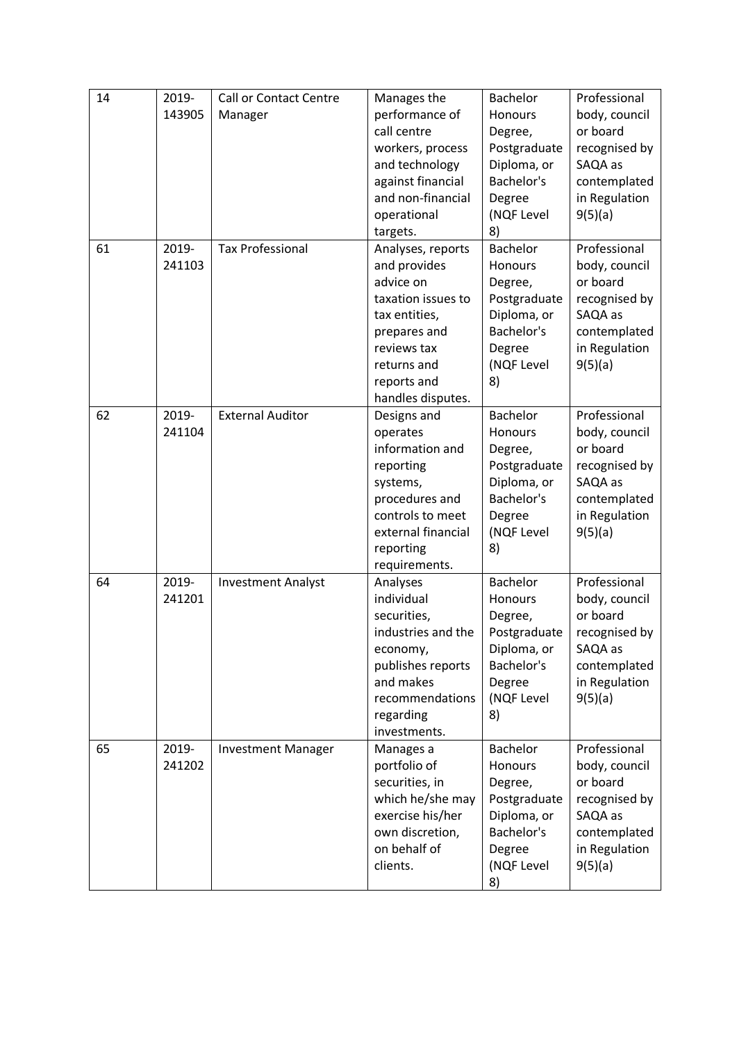| 14 | 2019-143905 | Call or Contact Centre Manager | Manages the performance of call centre workers, process and technology against financial and non-financial operational targets. | Bachelor Honours Degree, Postgraduate Diploma, or Bachelor's Degree (NQF Level 8) | Professional body, council or board recognised by SAQA as contemplated in Regulation 9(5)(a) |
|---|---|---|---|---|---|
| 61 | 2019-241103 | Tax Professional | Analyses, reports and provides advice on taxation issues to tax entities, prepares and reviews tax returns and reports and handles disputes. | Bachelor Honours Degree, Postgraduate Diploma, or Bachelor's Degree (NQF Level 8) | Professional body, council or board recognised by SAQA as contemplated in Regulation 9(5)(a) |
| 62 | 2019-241104 | External Auditor | Designs and operates information and reporting systems, procedures and controls to meet external financial reporting requirements. | Bachelor Honours Degree, Postgraduate Diploma, or Bachelor's Degree (NQF Level 8) | Professional body, council or board recognised by SAQA as contemplated in Regulation 9(5)(a) |
| 64 | 2019-241201 | Investment Analyst | Analyses individual securities, industries and the economy, publishes reports and makes recommendations regarding investments. | Bachelor Honours Degree, Postgraduate Diploma, or Bachelor's Degree (NQF Level 8) | Professional body, council or board recognised by SAQA as contemplated in Regulation 9(5)(a) |
| 65 | 2019-241202 | Investment Manager | Manages a portfolio of securities, in which he/she may exercise his/her own discretion, on behalf of clients. | Bachelor Honours Degree, Postgraduate Diploma, or Bachelor's Degree (NQF Level 8) | Professional body, council or board recognised by SAQA as contemplated in Regulation 9(5)(a) |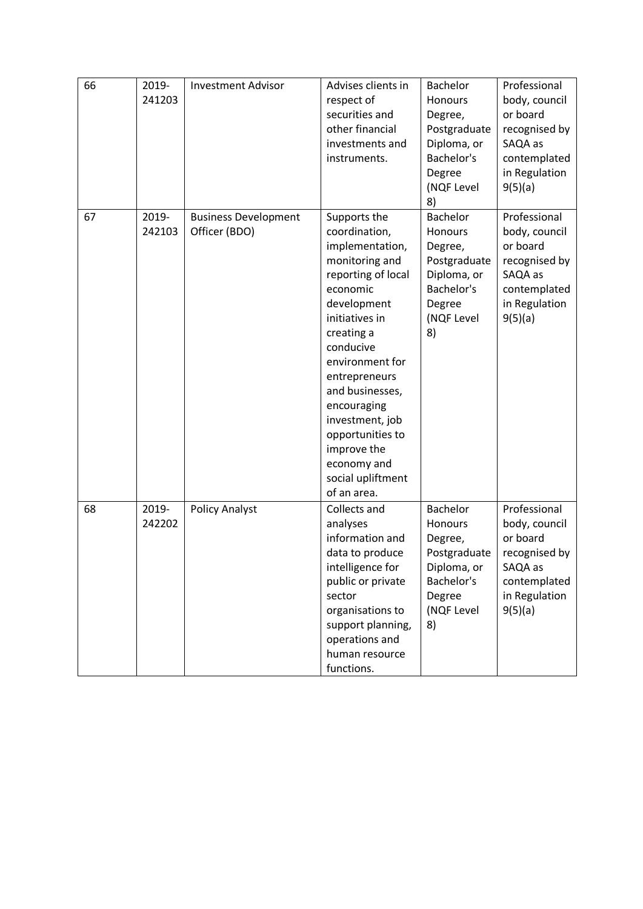| 66 | 2019-241203 | Investment Advisor | Advises clients in respect of securities and other financial investments and instruments. | Bachelor Honours Degree, Postgraduate Diploma, or Bachelor's Degree (NQF Level 8) | Professional body, council or board recognised by SAQA as contemplated in Regulation 9(5)(a) |
|---|---|---|---|---|---|
| 67 | 2019-242103 | Business Development Officer (BDO) | Supports the coordination, implementation, monitoring and reporting of local economic development initiatives in creating a conducive environment for entrepreneurs and businesses, encouraging investment, job opportunities to improve the economy and social upliftment of an area. | Bachelor Honours Degree, Postgraduate Diploma, or Bachelor's Degree (NQF Level 8) | Professional body, council or board recognised by SAQA as contemplated in Regulation 9(5)(a) |
| 68 | 2019-242202 | Policy Analyst | Collects and analyses information and data to produce intelligence for public or private sector organisations to support planning, operations and human resource functions. | Bachelor Honours Degree, Postgraduate Diploma, or Bachelor's Degree (NQF Level 8) | Professional body, council or board recognised by SAQA as contemplated in Regulation 9(5)(a) |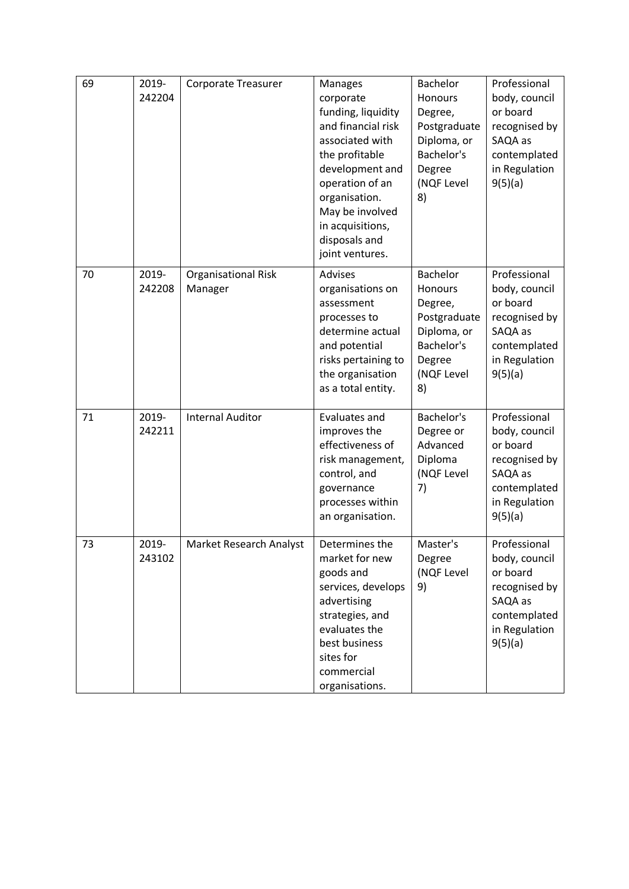| 69 | 2019-242204 | Corporate Treasurer | Manages corporate funding, liquidity and financial risk associated with the profitable development and operation of an organisation. May be involved in acquisitions, disposals and joint ventures. | Bachelor Honours Degree, Postgraduate Diploma, or Bachelor's Degree (NQF Level 8) | Professional body, council or board recognised by SAQA as contemplated in Regulation 9(5)(a) |
|---|---|---|---|---|---|
| 70 | 2019-242208 | Organisational Risk Manager | Advises organisations on assessment processes to determine actual and potential risks pertaining to the organisation as a total entity. | Bachelor Honours Degree, Postgraduate Diploma, or Bachelor's Degree (NQF Level 8) | Professional body, council or board recognised by SAQA as contemplated in Regulation 9(5)(a) |
| 71 | 2019-242211 | Internal Auditor | Evaluates and improves the effectiveness of risk management, control, and governance processes within an organisation. | Bachelor's Degree or Advanced Diploma (NQF Level 7) | Professional body, council or board recognised by SAQA as contemplated in Regulation 9(5)(a) |
| 73 | 2019-243102 | Market Research Analyst | Determines the market for new goods and services, develops advertising strategies, and evaluates the best business sites for commercial organisations. | Master's Degree (NQF Level 9) | Professional body, council or board recognised by SAQA as contemplated in Regulation 9(5)(a) |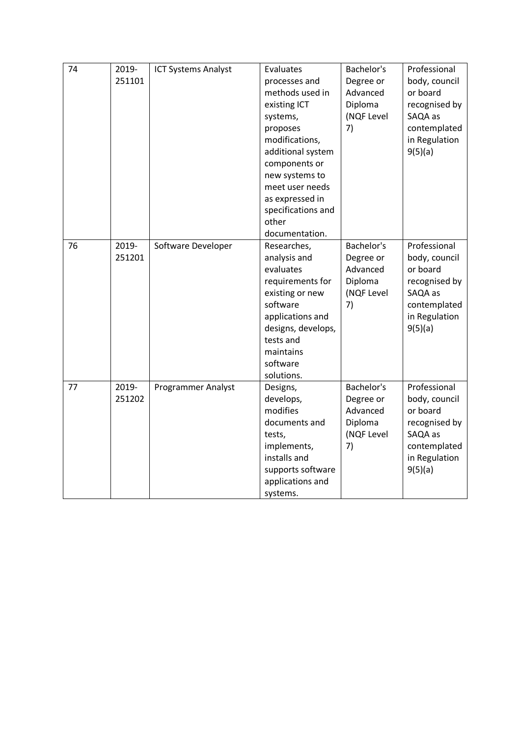| 74 | 2019-251101 | ICT Systems Analyst | Evaluates processes and methods used in existing ICT systems, proposes modifications, additional system components or new systems to meet user needs as expressed in specifications and other documentation. | Bachelor's Degree or Advanced Diploma (NQF Level 7) | Professional body, council or board recognised by SAQA as contemplated in Regulation 9(5)(a) |
|---|---|---|---|---|---|
| 76 | 2019-251201 | Software Developer | Researches, analysis and evaluates requirements for existing or new software applications and designs, develops, tests and maintains software solutions. | Bachelor's Degree or Advanced Diploma (NQF Level 7) | Professional body, council or board recognised by SAQA as contemplated in Regulation 9(5)(a) |
| 77 | 2019-251202 | Programmer Analyst | Designs, develops, modifies documents and tests, implements, installs and supports software applications and systems. | Bachelor's Degree or Advanced Diploma (NQF Level 7) | Professional body, council or board recognised by SAQA as contemplated in Regulation 9(5)(a) |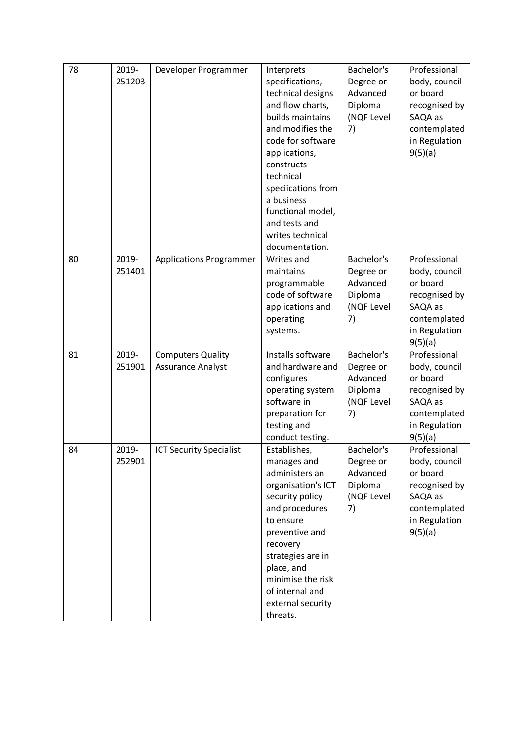| | | | | | |
|---|---|---|---|---|---|
| 78 | 2019-251203 | Developer Programmer | Interprets specifications, technical designs and flow charts, builds maintains and modifies the code for software applications, constructs technical speciications from a business functional model, and tests and writes technical documentation. | Bachelor's Degree or Advanced Diploma (NQF Level 7) | Professional body, council or board recognised by SAQA as contemplated in Regulation 9(5)(a) |
| 80 | 2019-251401 | Applications Programmer | Writes and maintains programmable code of software applications and operating systems. | Bachelor's Degree or Advanced Diploma (NQF Level 7) | Professional body, council or board recognised by SAQA as contemplated in Regulation 9(5)(a) |
| 81 | 2019-251901 | Computers Quality Assurance Analyst | Installs software and hardware and configures operating system software in preparation for testing and conduct testing. | Bachelor's Degree or Advanced Diploma (NQF Level 7) | Professional body, council or board recognised by SAQA as contemplated in Regulation 9(5)(a) |
| 84 | 2019-252901 | ICT Security Specialist | Establishes, manages and administers an organisation's ICT security policy and procedures to ensure preventive and recovery strategies are in place, and minimise the risk of internal and external security threats. | Bachelor's Degree or Advanced Diploma (NQF Level 7) | Professional body, council or board recognised by SAQA as contemplated in Regulation 9(5)(a) |